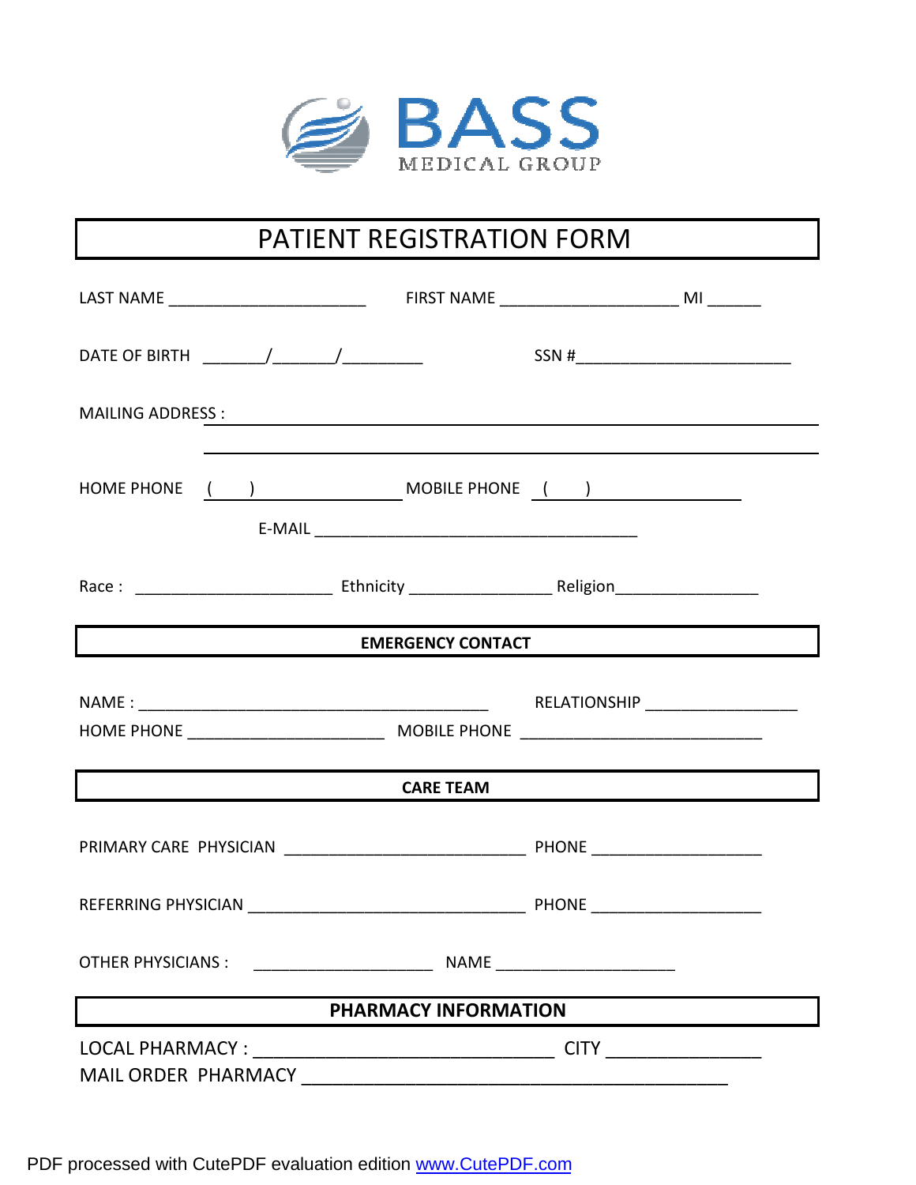# BASS MEDICAL GROUP

## PATIENT REGISTRATION FORM

LAST NAME ______________________ FIRST NAME ____________________ MI ______

DATE OF BIRTH _______/_______/_________ SSN #________________________

MAILING ADDRESS : ____________________________________________________________

____________________________________________________________

HOME PHONE ( ) ______________ MOBILE PHONE ( ) ______________

E-MAIL ____________________________________

Race : ______________________ Ethnicity ________________ Religion________________

### EMERGENCY CONTACT

NAME : ________________________________________ RELATIONSHIP _________________

HOME PHONE ______________________ MOBILE PHONE ___________________________

### CARE TEAM

PRIMARY CARE PHYSICIAN ___________________________ PHONE ___________________

REFERRING PHYSICIAN _______________________________ PHONE ___________________

OTHER PHYSICIANS : ____________________ NAME ____________________

### PHARMACY INFORMATION

LOCAL PHARMACY : ______________________________ CITY ________________

MAIL ORDER PHARMACY ___________________________________________

PDF processed with CutePDF evaluation edition www.CutePDF.com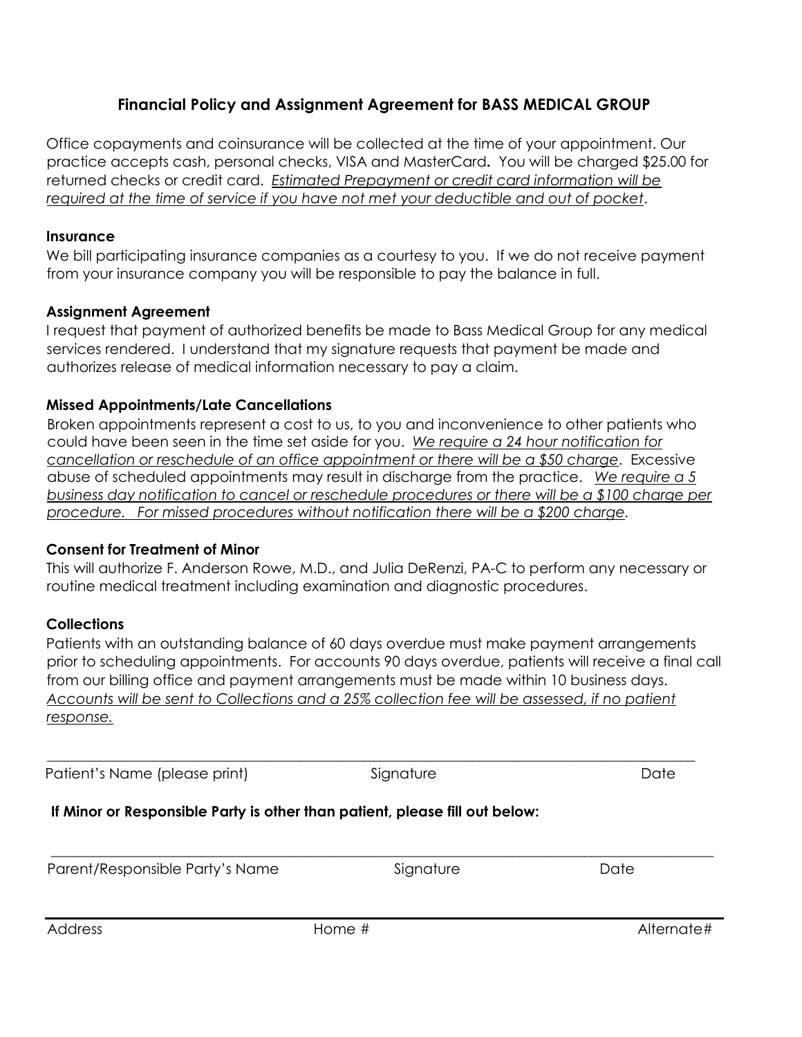## Financial Policy and Assignment Agreement for BASS MEDICAL GROUP

Office copayments and coinsurance will be collected at the time of your appointment. Our practice accepts cash, personal checks, VISA and MasterCard**.** You will be charged $25.00 for returned checks or credit card. *Estimated Prepayment or credit card information will be required at the time of service if you have not met your deductible and out of pocket*.

**Insurance**

We bill participating insurance companies as a courtesy to you. If we do not receive payment from your insurance company you will be responsible to pay the balance in full.

**Assignment Agreement**

I request that payment of authorized benefits be made to Bass Medical Group for any medical services rendered. I understand that my signature requests that payment be made and authorizes release of medical information necessary to pay a claim.

**Missed Appointments/Late Cancellations**

Broken appointments represent a cost to us, to you and inconvenience to other patients who could have been seen in the time set aside for you. *We require a 24 hour notification for cancellation or reschedule of an office appointment or there will be a $50 charge*. Excessive abuse of scheduled appointments may result in discharge from the practice. *We require a 5 business day notification to cancel or reschedule procedures or there will be a $100 charge per procedure. For missed procedures without notification there will be a $200 charge.*

**Consent for Treatment of Minor**

This will authorize F. Anderson Rowe, M.D., and Julia DeRenzi, PA-C to perform any necessary or routine medical treatment including examination and diagnostic procedures.

**Collections**

Patients with an outstanding balance of 60 days overdue must make payment arrangements prior to scheduling appointments. For accounts 90 days overdue, patients will receive a final call from our billing office and payment arrangements must be made within 10 business days. *Accounts will be sent to Collections and a 25% collection fee will be assessed, if no patient response.*

\_\_\_\_\_\_\_\_\_\_\_\_\_\_\_\_\_\_\_\_\_\_\_\_\_\_\_\_\_\_\_\_\_\_\_\_\_\_\_\_\_\_\_\_\_\_\_\_\_\_\_\_\_\_\_\_\_\_\_\_\_\_\_\_\_\_\_\_\_\_\_\_

Patient's Name (please print) Signature Date

**If Minor or Responsible Party is other than patient, please fill out below:**

\_\_\_\_\_\_\_\_\_\_\_\_\_\_\_\_\_\_\_\_\_\_\_\_\_\_\_\_\_\_\_\_\_\_\_\_\_\_\_\_\_\_\_\_\_\_\_\_\_\_\_\_\_\_\_\_\_\_\_\_\_\_\_\_\_\_\_\_\_\_\_\_

Parent/Responsible Party's Name Signature Date

\_\_\_\_\_\_\_\_\_\_\_\_\_\_\_\_\_\_\_\_\_\_\_\_\_\_\_\_\_\_\_\_\_\_\_\_\_\_\_\_\_\_\_\_\_\_\_\_\_\_\_\_\_\_\_\_\_\_\_\_\_\_\_\_\_\_\_\_\_\_\_\_

Address Home # Alternate#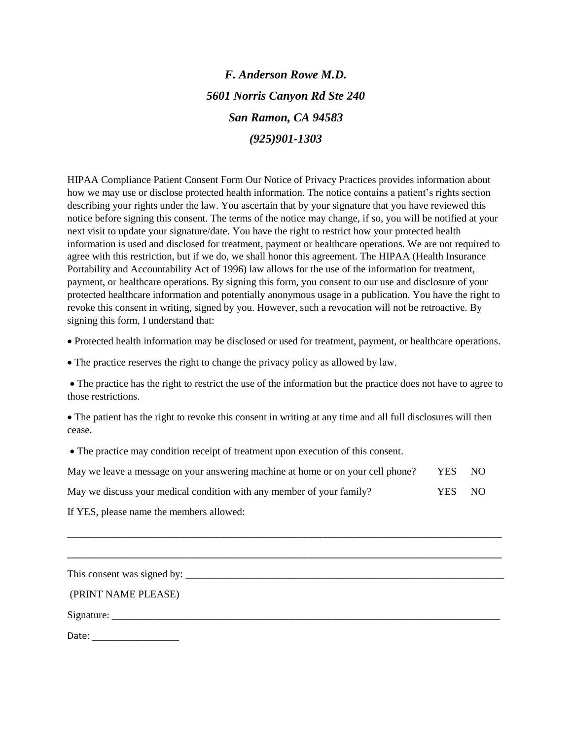***F. Anderson Rowe M.D.***

***5601 Norris Canyon Rd Ste 240***

***San Ramon, CA 94583***

***(925)901-1303***

HIPAA Compliance Patient Consent Form Our Notice of Privacy Practices provides information about how we may use or disclose protected health information. The notice contains a patient's rights section describing your rights under the law. You ascertain that by your signature that you have reviewed this notice before signing this consent. The terms of the notice may change, if so, you will be notified at your next visit to update your signature/date. You have the right to restrict how your protected health information is used and disclosed for treatment, payment or healthcare operations. We are not required to agree with this restriction, but if we do, we shall honor this agreement. The HIPAA (Health Insurance Portability and Accountability Act of 1996) law allows for the use of the information for treatment, payment, or healthcare operations. By signing this form, you consent to our use and disclosure of your protected healthcare information and potentially anonymous usage in a publication. You have the right to revoke this consent in writing, signed by you. However, such a revocation will not be retroactive. By signing this form, I understand that:

- Protected health information may be disclosed or used for treatment, payment, or healthcare operations.
- The practice reserves the right to change the privacy policy as allowed by law.
- The practice has the right to restrict the use of the information but the practice does not have to agree to those restrictions.
- The patient has the right to revoke this consent in writing at any time and all full disclosures will then cease.
- The practice may condition receipt of treatment upon execution of this consent.

May we leave a message on your answering machine at home or on your cell phone? YES NO

May we discuss your medical condition with any member of your family? YES NO

If YES, please name the members allowed:

______________________________________________________________________________

______________________________________________________________________________

This consent was signed by: ________________________________________________________

(PRINT NAME PLEASE)

Signature: ______________________________________________________________________

Date: _________________